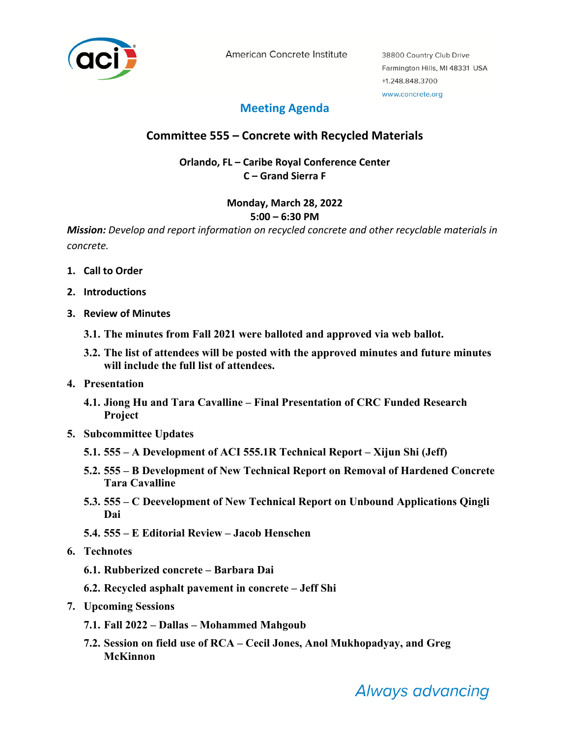American Concrete Institute

38800 Country Club Drive
Farmington Hills, MI 48331 USA
+1.248.848.3700
www.concrete.org

# Meeting Agenda

## Committee 555 – Concrete with Recycled Materials

**Orlando, FL – Caribe Royal Conference Center**
**C – Grand Sierra F**

**Monday, March 28, 2022**
**5:00 – 6:30 PM**

***Mission:*** *Develop and report information on recycled concrete and other recyclable materials in concrete.*

1. **Call to Order**
2. **Introductions**
3. **Review of Minutes**
   - 3.1. **The minutes from Fall 2021 were balloted and approved via web ballot.**
   - 3.2. **The list of attendees will be posted with the approved minutes and future minutes will include the full list of attendees.**
4. **Presentation**
   - 4.1. **Jiong Hu and Tara Cavalline – Final Presentation of CRC Funded Research Project**
5. **Subcommittee Updates**
   - 5.1. **555 – A Development of ACI 555.1R Technical Report – Xijun Shi (Jeff)**
   - 5.2. **555 – B Development of New Technical Report on Removal of Hardened Concrete Tara Cavalline**
   - 5.3. **555 – C Deevelopment of New Technical Report on Unbound Applications Qingli Dai**
   - 5.4. **555 – E Editorial Review – Jacob Henschen**
6. **Technotes**
   - 6.1. **Rubberized concrete – Barbara Dai**
   - 6.2. **Recycled asphalt pavement in concrete – Jeff Shi**
7. **Upcoming Sessions**
   - 7.1. **Fall 2022 – Dallas – Mohammed Mahgoub**
   - 7.2. **Session on field use of RCA – Cecil Jones, Anol Mukhopadyay, and Greg McKinnon**

*Always advancing*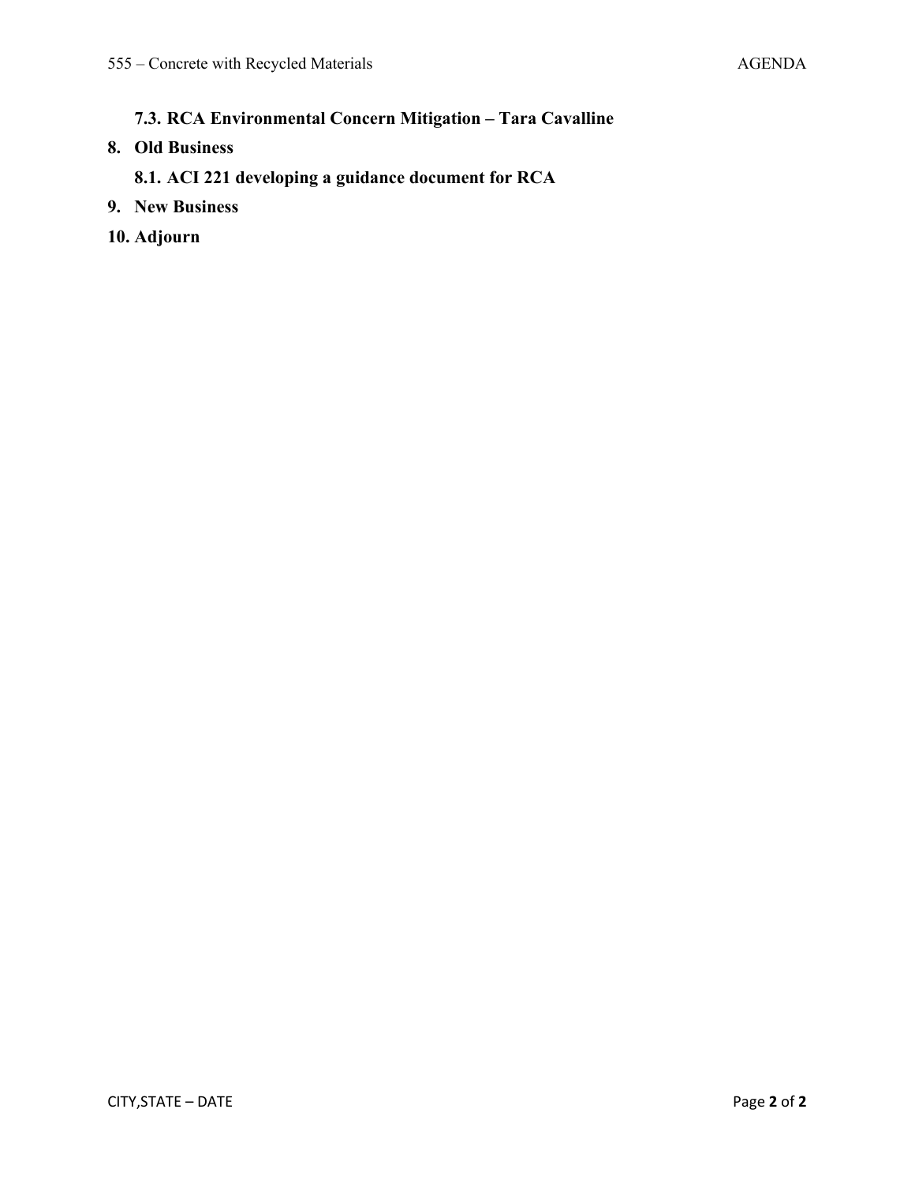**7.3. RCA Environmental Concern Mitigation – Tara Cavalline**

**8. Old Business**

**8.1. ACI 221 developing a guidance document for RCA**

**9. New Business**

**10. Adjourn**